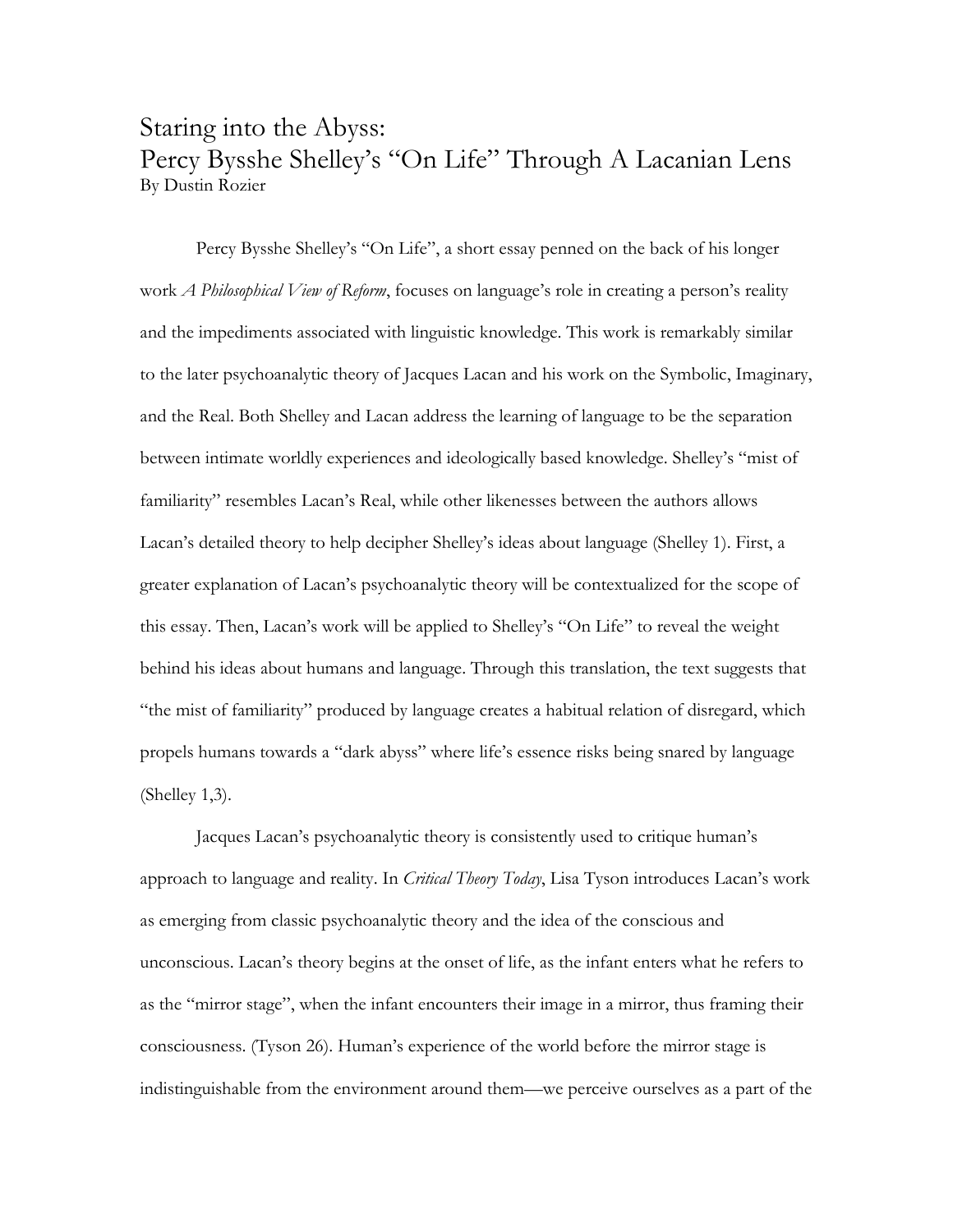# Staring into the Abyss:
# Percy Bysshe Shelley's "On Life" Through A Lacanian Lens

By Dustin Rozier

Percy Bysshe Shelley's "On Life", a short essay penned on the back of his longer work *A Philosophical View of Reform*, focuses on language's role in creating a person's reality and the impediments associated with linguistic knowledge. This work is remarkably similar to the later psychoanalytic theory of Jacques Lacan and his work on the Symbolic, Imaginary, and the Real. Both Shelley and Lacan address the learning of language to be the separation between intimate worldly experiences and ideologically based knowledge. Shelley's "mist of familiarity" resembles Lacan's Real, while other likenesses between the authors allows Lacan's detailed theory to help decipher Shelley's ideas about language (Shelley 1). First, a greater explanation of Lacan's psychoanalytic theory will be contextualized for the scope of this essay. Then, Lacan's work will be applied to Shelley's "On Life" to reveal the weight behind his ideas about humans and language. Through this translation, the text suggests that "the mist of familiarity" produced by language creates a habitual relation of disregard, which propels humans towards a "dark abyss" where life's essence risks being snared by language (Shelley 1,3).

Jacques Lacan's psychoanalytic theory is consistently used to critique human's approach to language and reality. In *Critical Theory Today*, Lisa Tyson introduces Lacan's work as emerging from classic psychoanalytic theory and the idea of the conscious and unconscious. Lacan's theory begins at the onset of life, as the infant enters what he refers to as the "mirror stage", when the infant encounters their image in a mirror, thus framing their consciousness. (Tyson 26). Human's experience of the world before the mirror stage is indistinguishable from the environment around them—we perceive ourselves as a part of the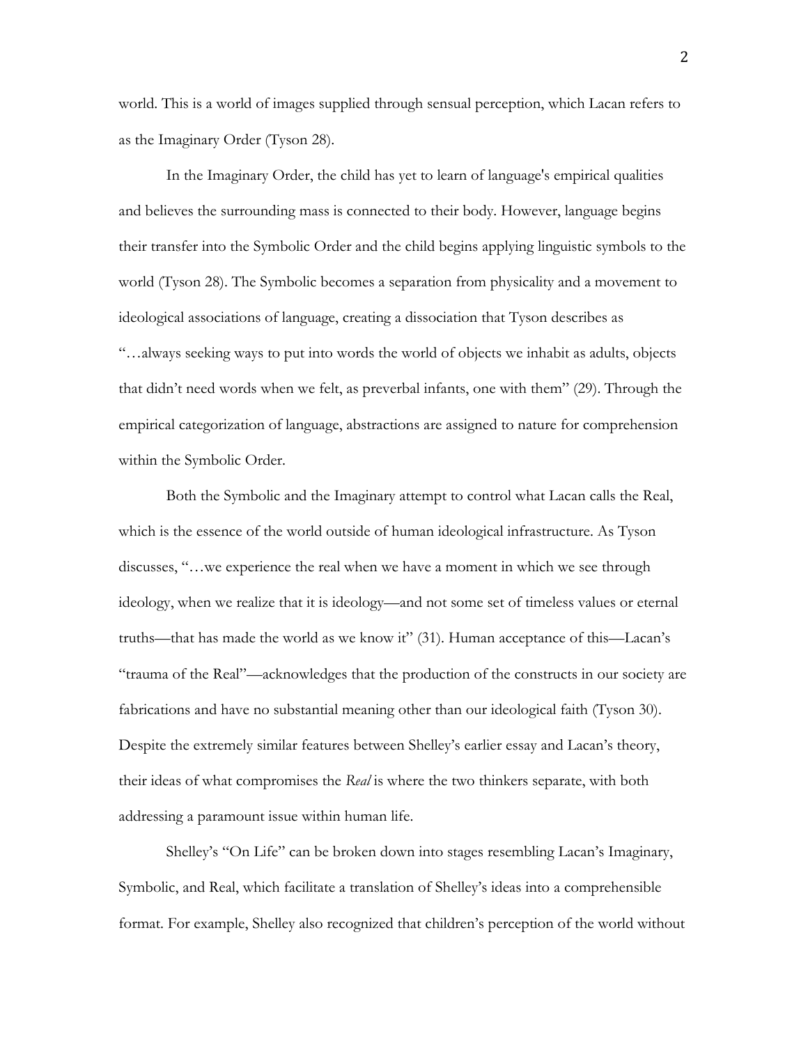world. This is a world of images supplied through sensual perception, which Lacan refers to as the Imaginary Order (Tyson 28).

In the Imaginary Order, the child has yet to learn of language's empirical qualities and believes the surrounding mass is connected to their body. However, language begins their transfer into the Symbolic Order and the child begins applying linguistic symbols to the world (Tyson 28). The Symbolic becomes a separation from physicality and a movement to ideological associations of language, creating a dissociation that Tyson describes as "…always seeking ways to put into words the world of objects we inhabit as adults, objects that didn't need words when we felt, as preverbal infants, one with them" (29). Through the empirical categorization of language, abstractions are assigned to nature for comprehension within the Symbolic Order.

Both the Symbolic and the Imaginary attempt to control what Lacan calls the Real, which is the essence of the world outside of human ideological infrastructure. As Tyson discusses, "…we experience the real when we have a moment in which we see through ideology, when we realize that it is ideology—and not some set of timeless values or eternal truths—that has made the world as we know it" (31). Human acceptance of this—Lacan's "trauma of the Real"—acknowledges that the production of the constructs in our society are fabrications and have no substantial meaning other than our ideological faith (Tyson 30). Despite the extremely similar features between Shelley's earlier essay and Lacan's theory, their ideas of what compromises the *Real* is where the two thinkers separate, with both addressing a paramount issue within human life.

Shelley's "On Life" can be broken down into stages resembling Lacan's Imaginary, Symbolic, and Real, which facilitate a translation of Shelley's ideas into a comprehensible format. For example, Shelley also recognized that children's perception of the world without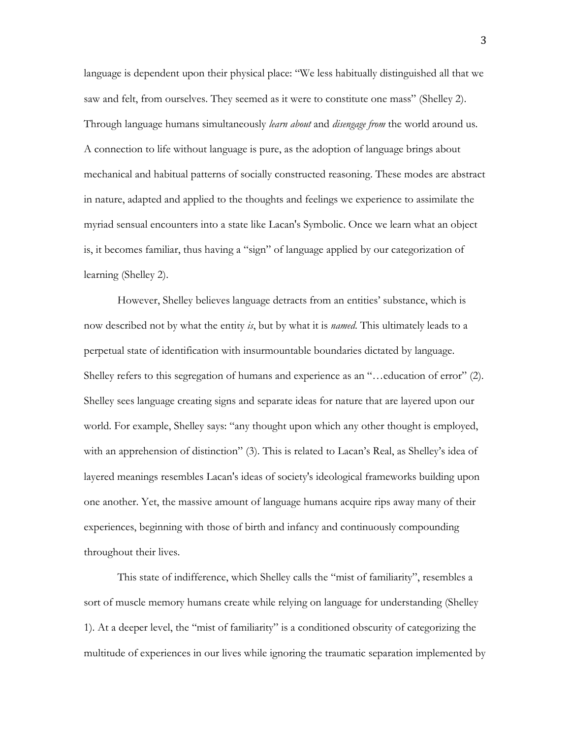language is dependent upon their physical place: "We less habitually distinguished all that we saw and felt, from ourselves. They seemed as it were to constitute one mass" (Shelley 2). Through language humans simultaneously *learn about* and *disengage from* the world around us. A connection to life without language is pure, as the adoption of language brings about mechanical and habitual patterns of socially constructed reasoning. These modes are abstract in nature, adapted and applied to the thoughts and feelings we experience to assimilate the myriad sensual encounters into a state like Lacan's Symbolic. Once we learn what an object is, it becomes familiar, thus having a "sign" of language applied by our categorization of learning (Shelley 2).

However, Shelley believes language detracts from an entities' substance, which is now described not by what the entity *is*, but by what it is *named*. This ultimately leads to a perpetual state of identification with insurmountable boundaries dictated by language. Shelley refers to this segregation of humans and experience as an "…education of error" (2). Shelley sees language creating signs and separate ideas for nature that are layered upon our world. For example, Shelley says: "any thought upon which any other thought is employed, with an apprehension of distinction" (3). This is related to Lacan's Real, as Shelley's idea of layered meanings resembles Lacan's ideas of society's ideological frameworks building upon one another. Yet, the massive amount of language humans acquire rips away many of their experiences, beginning with those of birth and infancy and continuously compounding throughout their lives.

This state of indifference, which Shelley calls the "mist of familiarity", resembles a sort of muscle memory humans create while relying on language for understanding (Shelley 1). At a deeper level, the "mist of familiarity" is a conditioned obscurity of categorizing the multitude of experiences in our lives while ignoring the traumatic separation implemented by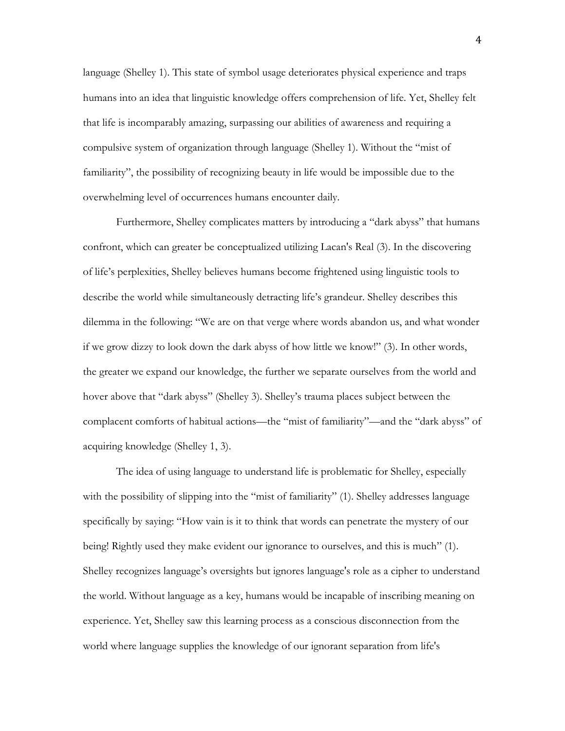language (Shelley 1). This state of symbol usage deteriorates physical experience and traps humans into an idea that linguistic knowledge offers comprehension of life. Yet, Shelley felt that life is incomparably amazing, surpassing our abilities of awareness and requiring a compulsive system of organization through language (Shelley 1). Without the "mist of familiarity", the possibility of recognizing beauty in life would be impossible due to the overwhelming level of occurrences humans encounter daily.

Furthermore, Shelley complicates matters by introducing a "dark abyss" that humans confront, which can greater be conceptualized utilizing Lacan's Real (3). In the discovering of life's perplexities, Shelley believes humans become frightened using linguistic tools to describe the world while simultaneously detracting life's grandeur. Shelley describes this dilemma in the following: "We are on that verge where words abandon us, and what wonder if we grow dizzy to look down the dark abyss of how little we know!" (3). In other words, the greater we expand our knowledge, the further we separate ourselves from the world and hover above that "dark abyss" (Shelley 3). Shelley's trauma places subject between the complacent comforts of habitual actions—the "mist of familiarity"—and the "dark abyss" of acquiring knowledge (Shelley 1, 3).

The idea of using language to understand life is problematic for Shelley, especially with the possibility of slipping into the "mist of familiarity" (1). Shelley addresses language specifically by saying: "How vain is it to think that words can penetrate the mystery of our being! Rightly used they make evident our ignorance to ourselves, and this is much" (1). Shelley recognizes language's oversights but ignores language's role as a cipher to understand the world. Without language as a key, humans would be incapable of inscribing meaning on experience. Yet, Shelley saw this learning process as a conscious disconnection from the world where language supplies the knowledge of our ignorant separation from life's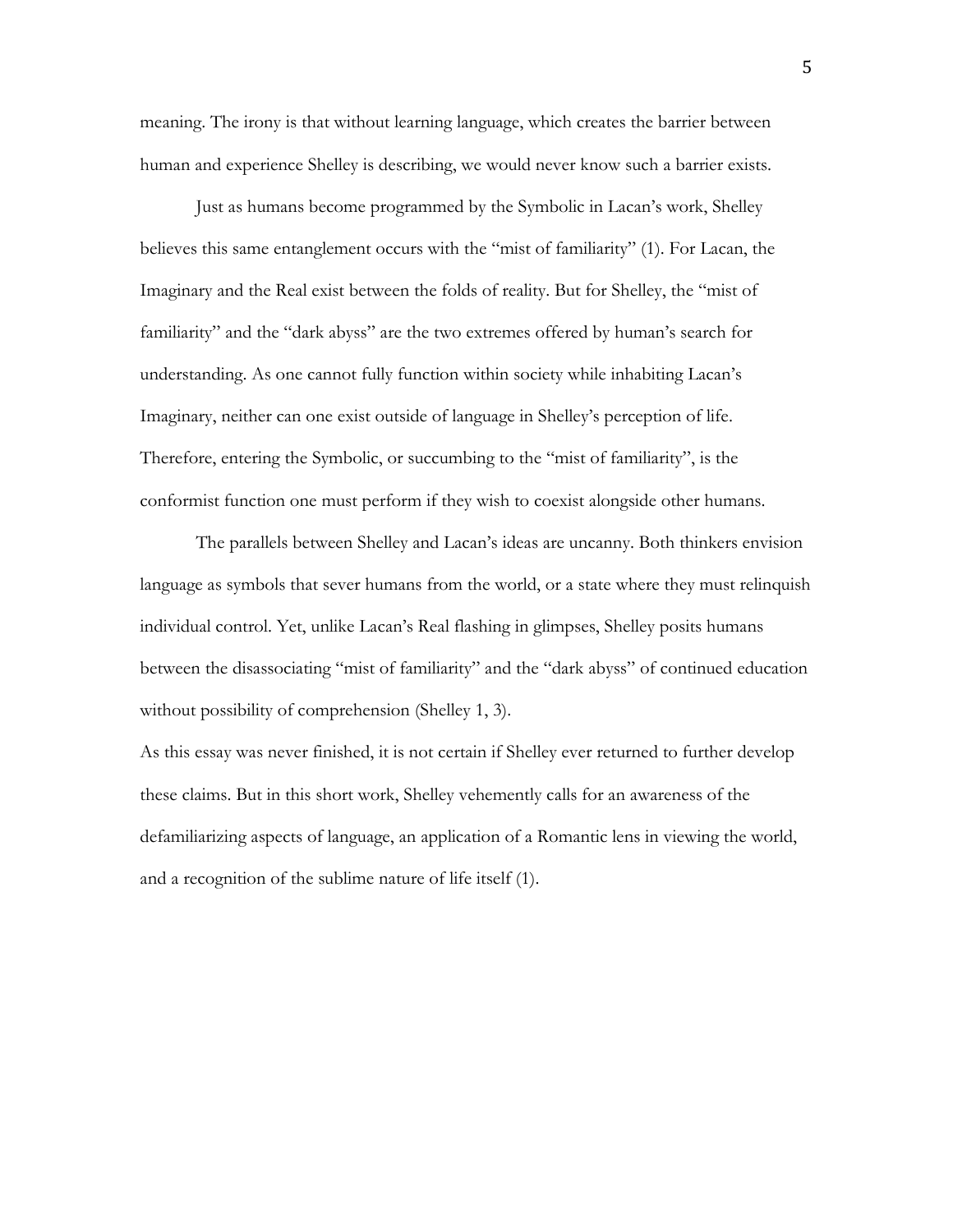meaning. The irony is that without learning language, which creates the barrier between human and experience Shelley is describing, we would never know such a barrier exists.

Just as humans become programmed by the Symbolic in Lacan's work, Shelley believes this same entanglement occurs with the "mist of familiarity" (1). For Lacan, the Imaginary and the Real exist between the folds of reality. But for Shelley, the "mist of familiarity" and the "dark abyss" are the two extremes offered by human's search for understanding. As one cannot fully function within society while inhabiting Lacan's Imaginary, neither can one exist outside of language in Shelley's perception of life. Therefore, entering the Symbolic, or succumbing to the "mist of familiarity", is the conformist function one must perform if they wish to coexist alongside other humans.

The parallels between Shelley and Lacan's ideas are uncanny. Both thinkers envision language as symbols that sever humans from the world, or a state where they must relinquish individual control. Yet, unlike Lacan's Real flashing in glimpses, Shelley posits humans between the disassociating "mist of familiarity" and the "dark abyss" of continued education without possibility of comprehension (Shelley 1, 3).

As this essay was never finished, it is not certain if Shelley ever returned to further develop these claims. But in this short work, Shelley vehemently calls for an awareness of the defamiliarizing aspects of language, an application of a Romantic lens in viewing the world, and a recognition of the sublime nature of life itself (1).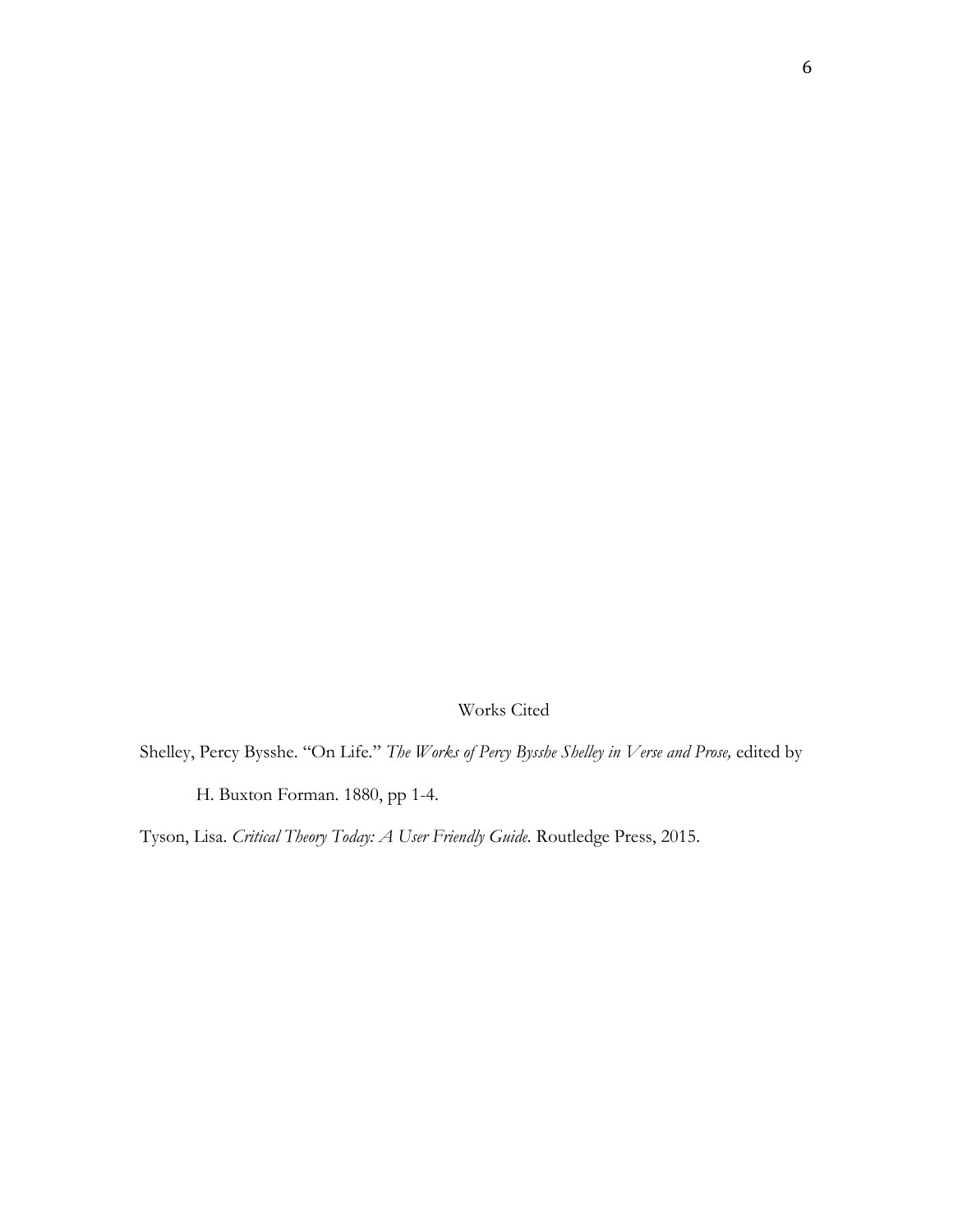# Works Cited

Shelley, Percy Bysshe. "On Life." *The Works of Percy Bysshe Shelley in Verse and Prose,* edited by H. Buxton Forman. 1880, pp 1-4.

Tyson, Lisa. *Critical Theory Today: A User Friendly Guide.* Routledge Press, 2015.